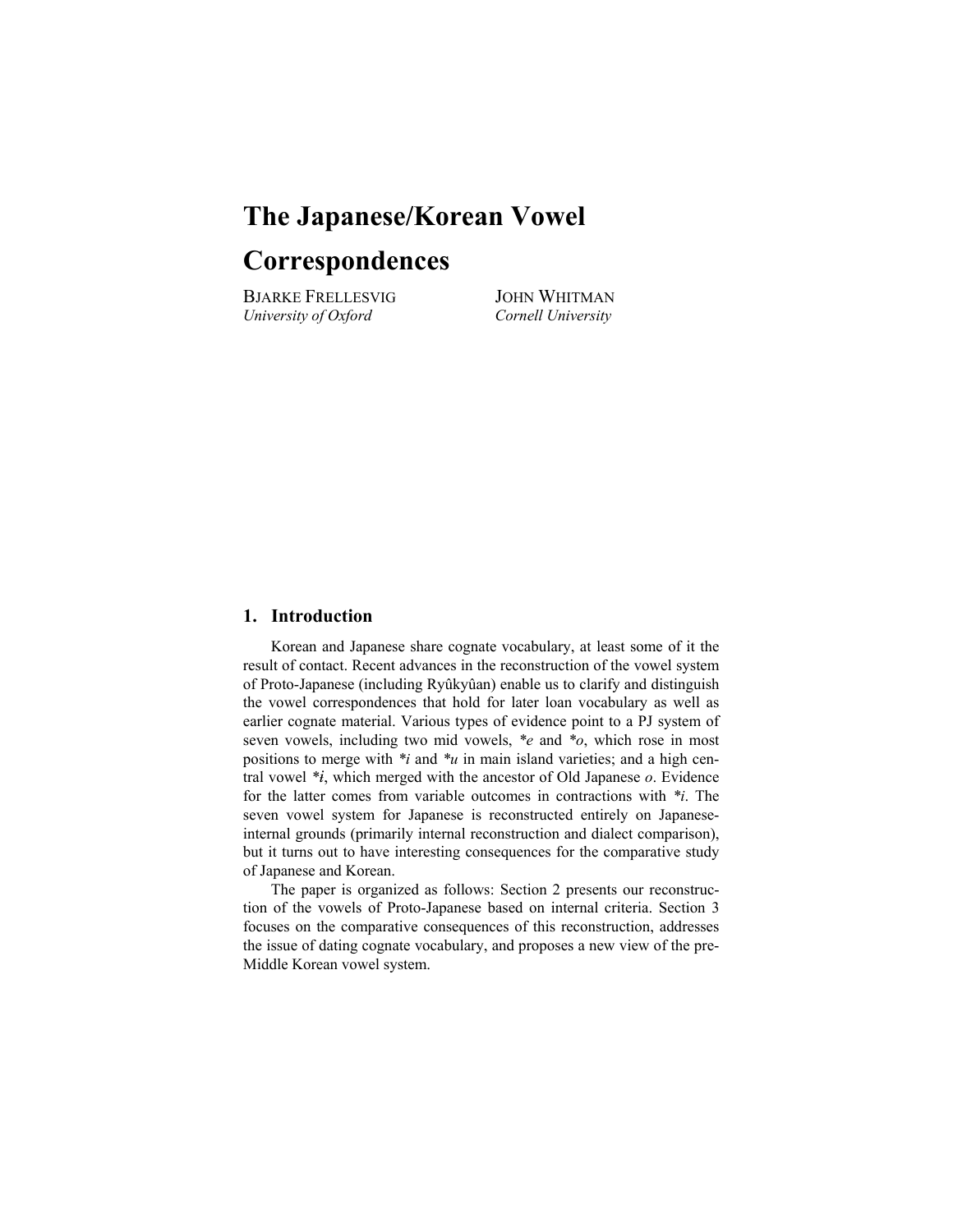# The Japanese/Korean Vowel Correspondences

BJARKE FRELLESVIG
*University of Oxford*

JOHN WHITMAN
*Cornell University*

## 1. Introduction

Korean and Japanese share cognate vocabulary, at least some of it the result of contact. Recent advances in the reconstruction of the vowel system of Proto-Japanese (including Ryûkyûan) enable us to clarify and distinguish the vowel correspondences that hold for later loan vocabulary as well as earlier cognate material. Various types of evidence point to a PJ system of seven vowels, including two mid vowels, \**e* and \**o*, which rose in most positions to merge with \**i* and \**u* in main island varieties; and a high central vowel \****i***, which merged with the ancestor of Old Japanese *o*. Evidence for the latter comes from variable outcomes in contractions with \**i*. The seven vowel system for Japanese is reconstructed entirely on Japanese-internal grounds (primarily internal reconstruction and dialect comparison), but it turns out to have interesting consequences for the comparative study of Japanese and Korean.

The paper is organized as follows: Section 2 presents our reconstruction of the vowels of Proto-Japanese based on internal criteria. Section 3 focuses on the comparative consequences of this reconstruction, addresses the issue of dating cognate vocabulary, and proposes a new view of the pre-Middle Korean vowel system.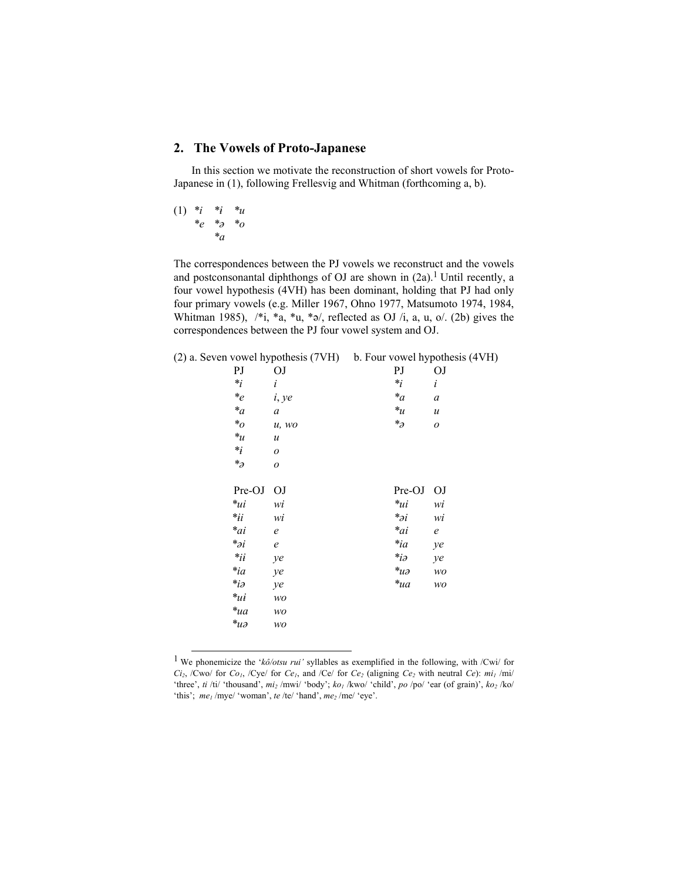## 2. The Vowels of Proto-Japanese

In this section we motivate the reconstruction of short vowels for Proto-Japanese in (1), following Frellesvig and Whitman (forthcoming a, b).

(1)

| | | |
|---|---|---|
| **i* | **ɨ* | **u* |
| **e* | **ə* | **o* |
| | **a* | |

The correspondences between the PJ vowels we reconstruct and the vowels and postconsonantal diphthongs of OJ are shown in (2a).[1] Until recently, a four vowel hypothesis (4VH) has been dominant, holding that PJ had only four primary vowels (e.g. Miller 1967, Ohno 1977, Matsumoto 1974, 1984, Whitman 1985), /*i, *a, *u, *ə/, reflected as OJ /i, a, u, o/. (2b) gives the correspondences between the PJ four vowel system and OJ.

(2) a. Seven vowel hypothesis (7VH) b. Four vowel hypothesis (4VH)

| a. PJ | OJ | b. PJ | OJ |
|---|---|---|---|
| **i* | *i* | **i* | *i* |
| **e* | *i*, *ye* | **a* | *a* |
| **a* | *a* | **u* | *u* |
| **o* | *u, wo* | **ə* | *o* |
| **u* | *u* | | |
| **ɨ* | *o* | | |
| **ə* | *o* | | |
| **Pre-OJ** | **OJ** | **Pre-OJ** | **OJ** |
| **ui* | *wi* | **ui* | *wi* |
| **ɨi* | *wi* | **əi* | *wi* |
| **ai* | *e* | **ai* | *e* |
| **əi* | *e* | **ia* | *ye* |
| **ii* | *ye* | **iə* | *ye* |
| **ia* | *ye* | **uə* | *wo* |
| **iə* | *ye* | **ua* | *wo* |
| **uɨ* | *wo* | | |
| **ua* | *wo* | | |
| **uə* | *wo* | | |

[1] We phonemicize the '*kô/otsu rui'* syllables as exemplified in the following, with /Cwi/ for $Ci_2$, /Cwo/ for $Co_1$, /Cye/ for $Ce_1$, and /Ce/ for $Ce_2$ (aligning $Ce_2$ with neutral *Ce*): $mi_1$ /mi/ 'three', *ti* /ti/ 'thousand', $mi_2$ /mwi/ 'body'; $ko_1$ /kwo/ 'child', *po* /po/ 'ear (of grain)', $ko_2$ /ko/ 'this'; $me_1$ /mye/ 'woman', *te* /te/ 'hand', $me_2$ /me/ 'eye'.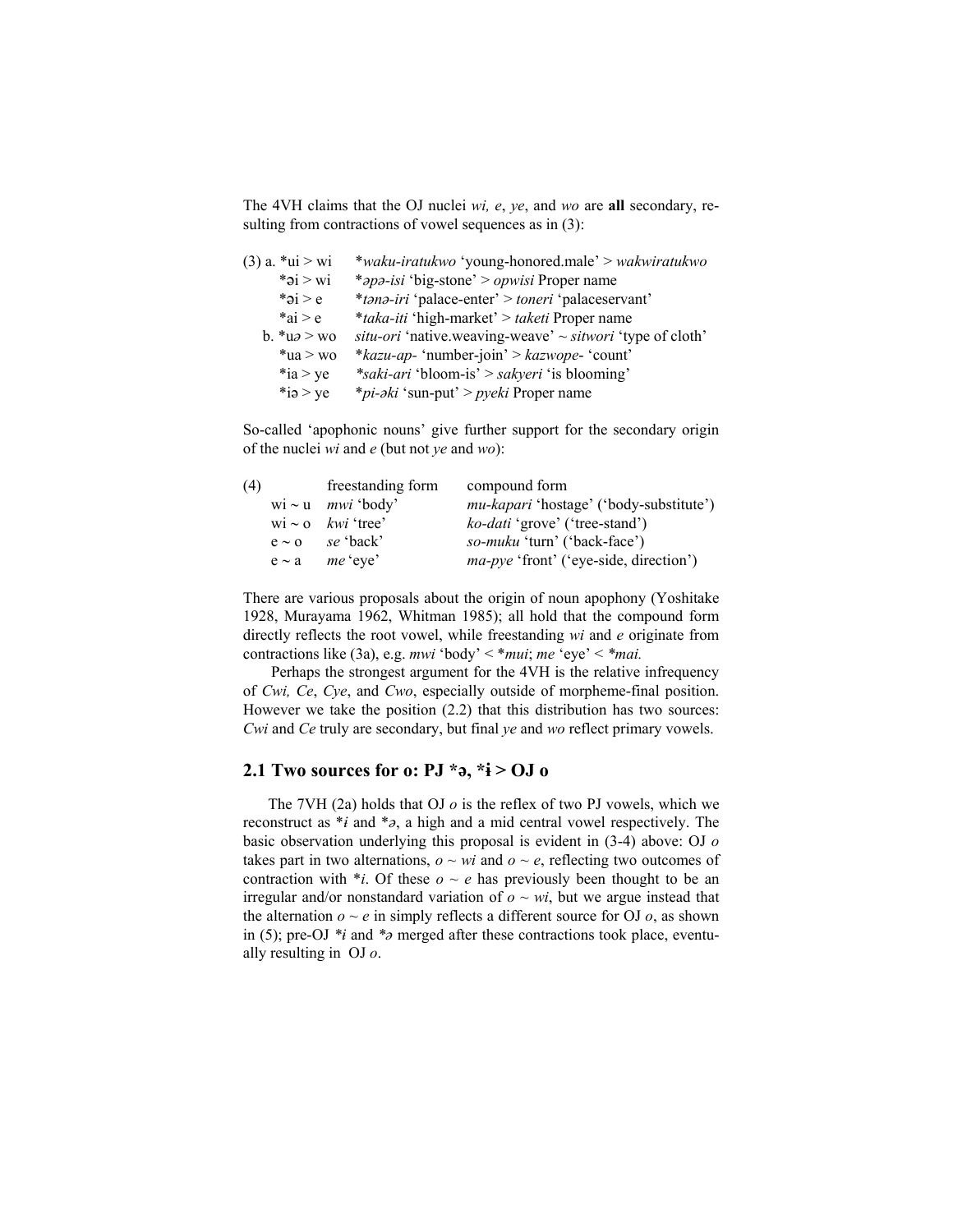The 4VH claims that the OJ nuclei *wi, e*, *ye*, and *wo* are **all** secondary, resulting from contractions of vowel sequences as in (3):

(3) a. *ui > wi &nbsp;&nbsp; **waku-iratukwo* 'young-honored.male' > *wakwiratukwo*
&nbsp;&nbsp;&nbsp;&nbsp;&nbsp;&nbsp;*əi > wi &nbsp;&nbsp; **əpə-isi* 'big-stone' > *opwisi* Proper name
&nbsp;&nbsp;&nbsp;&nbsp;&nbsp;&nbsp;*əi > e &nbsp;&nbsp; **tənə-iri* 'palace-enter' > *toneri* 'palaceservant'
&nbsp;&nbsp;&nbsp;&nbsp;&nbsp;&nbsp;*ai > e &nbsp;&nbsp; **taka-iti* 'high-market' > *taketi* Proper name
&nbsp;&nbsp;&nbsp;b. *uə > wo &nbsp;&nbsp; *situ-ori* 'native.weaving-weave' ~ *sitwori* 'type of cloth'
&nbsp;&nbsp;&nbsp;&nbsp;&nbsp;&nbsp;*ua > wo &nbsp;&nbsp; **kazu-ap-* 'number-join' > *kazwope-* 'count'
&nbsp;&nbsp;&nbsp;&nbsp;&nbsp;&nbsp;*ia > ye &nbsp;&nbsp; **saki-ari* 'bloom-is' > *sakyeri* 'is blooming'
&nbsp;&nbsp;&nbsp;&nbsp;&nbsp;&nbsp;*iə > ye &nbsp;&nbsp; **pi-əki* 'sun-put' > *pyeki* Proper name

So-called 'apophonic nouns' give further support for the secondary origin of the nuclei *wi* and *e* (but not *ye* and *wo*):

| (4) | freestanding form | compound form |
|---|---|---|
| wi ~ u | *mwi* 'body' | *mu-kapari* 'hostage' ('body-substitute') |
| wi ~ o | *kwi* 'tree' | *ko-dati* 'grove' ('tree-stand') |
| e ~ o | *se* 'back' | *so-muku* 'turn' ('back-face') |
| e ~ a | *me* 'eye' | *ma-pye* 'front' ('eye-side, direction') |

There are various proposals about the origin of noun apophony (Yoshitake 1928, Murayama 1962, Whitman 1985); all hold that the compound form directly reflects the root vowel, while freestanding *wi* and *e* originate from contractions like (3a), e.g. *mwi* 'body' < **mui*; *me* 'eye' < **mai.*

Perhaps the strongest argument for the 4VH is the relative infrequency of *Cwi, Ce*, *Cye*, and *Cwo*, especially outside of morpheme-final position. However we take the position (2.2) that this distribution has two sources: *Cwi* and *Ce* truly are secondary, but final *ye* and *wo* reflect primary vowels.

## 2.1 Two sources for o: PJ *ə, *ɨ > OJ o

The 7VH (2a) holds that OJ *o* is the reflex of two PJ vowels, which we reconstruct as **ɨ* and **ə*, a high and a mid central vowel respectively. The basic observation underlying this proposal is evident in (3-4) above: OJ *o* takes part in two alternations, *o ~ wi* and *o ~ e*, reflecting two outcomes of contraction with **i*. Of these *o ~ e* has previously been thought to be an irregular and/or nonstandard variation of *o ~ wi*, but we argue instead that the alternation *o ~ e* in simply reflects a different source for OJ *o*, as shown in (5); pre-OJ **ɨ* and **ə* merged after these contractions took place, eventually resulting in OJ *o*.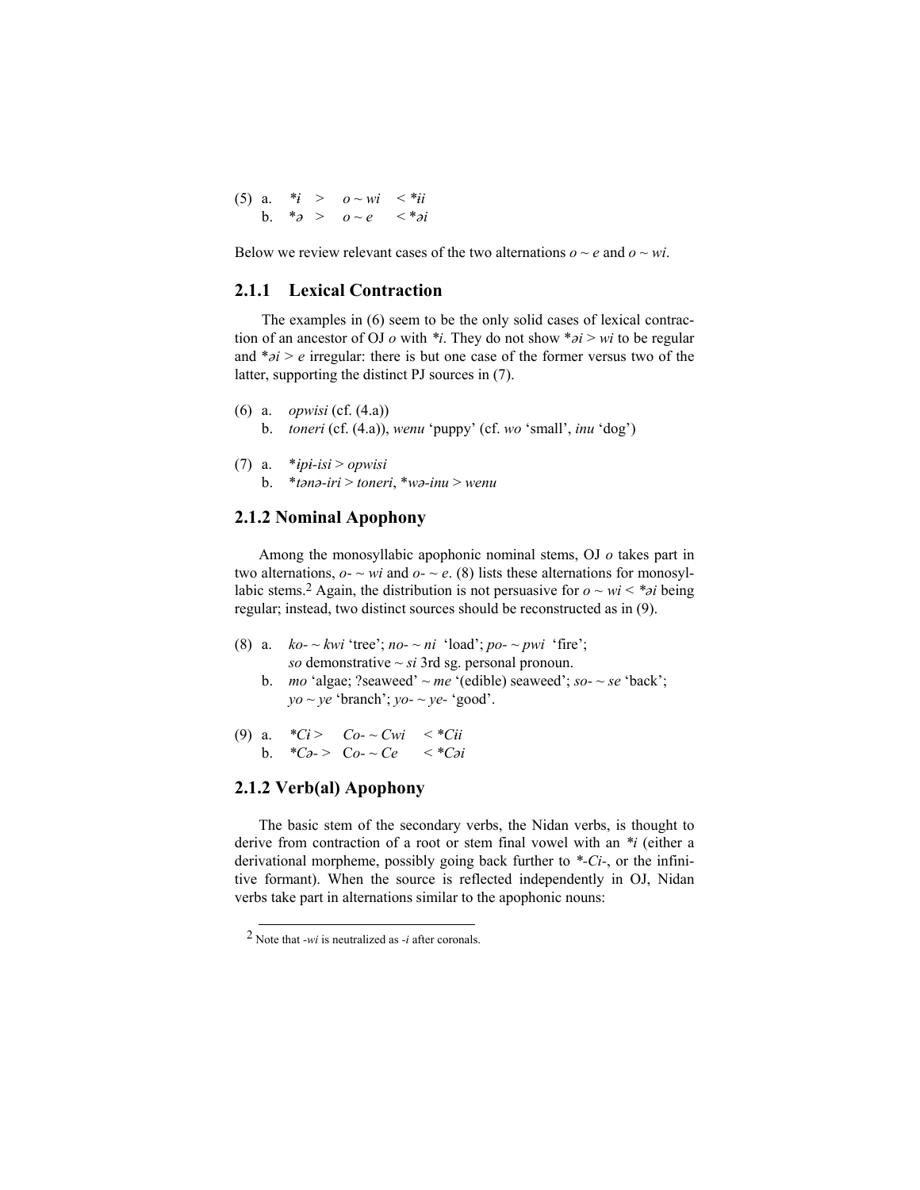(5) a. *ɨ > o ~ wi < *ɨi
b. *ə > o ~ e < *əi

Below we review relevant cases of the two alternations *o* ~ *e* and *o* ~ *wi*.

### 2.1.1 Lexical Contraction

The examples in (6) seem to be the only solid cases of lexical contraction of an ancestor of OJ *o* with *\*i*. They do not show \**əi* > *wi* to be regular and \**əi* > *e* irregular: there is but one case of the former versus two of the latter, supporting the distinct PJ sources in (7).

(6) a. *opwisi* (cf. (4.a))
b. *toneri* (cf. (4.a)), *wenu* 'puppy' (cf. *wo* 'small', *inu* 'dog')

(7) a. \**ipɨ-isi* > *opwisi*
b. \**tənə-iri* > *toneri*, \**wə-inu* > *wenu*

### 2.1.2 Nominal Apophony

Among the monosyllabic apophonic nominal stems, OJ *o* takes part in two alternations, *o-* ~ *wi* and *o-* ~ *e*. (8) lists these alternations for monosyllabic stems.[2] Again, the distribution is not persuasive for *o* ~ *wi* < *\*əi* being regular; instead, two distinct sources should be reconstructed as in (9).

(8) a. *ko-* ~ *kwi* 'tree'; *no-* ~ *ni* 'load'; *po-* ~ *pwi* 'fire'; *so* demonstrative ~ *si* 3rd sg. personal pronoun.
b. *mo* 'algae; ?seaweed' ~ *me* '(edible) seaweed'; *so-* ~ *se* 'back'; *yo* ~ *ye* 'branch'; *yo-* ~ *ye-* 'good'.

(9) a. *\*Cɨ* > *Co-* ~ *Cwi* < \**Cɨi*
b. \**Cə-* > *Co-* ~ *Ce* < \**Cəi*

### 2.1.2 Verb(al) Apophony

The basic stem of the secondary verbs, the Nidan verbs, is thought to derive from contraction of a root or stem final vowel with an *\*i* (either a derivational morpheme, possibly going back further to \**-Ci-*, or the infinitive formant). When the source is reflected independently in OJ, Nidan verbs take part in alternations similar to the apophonic nouns:

[2] Note that *-wi* is neutralized as *-i* after coronals.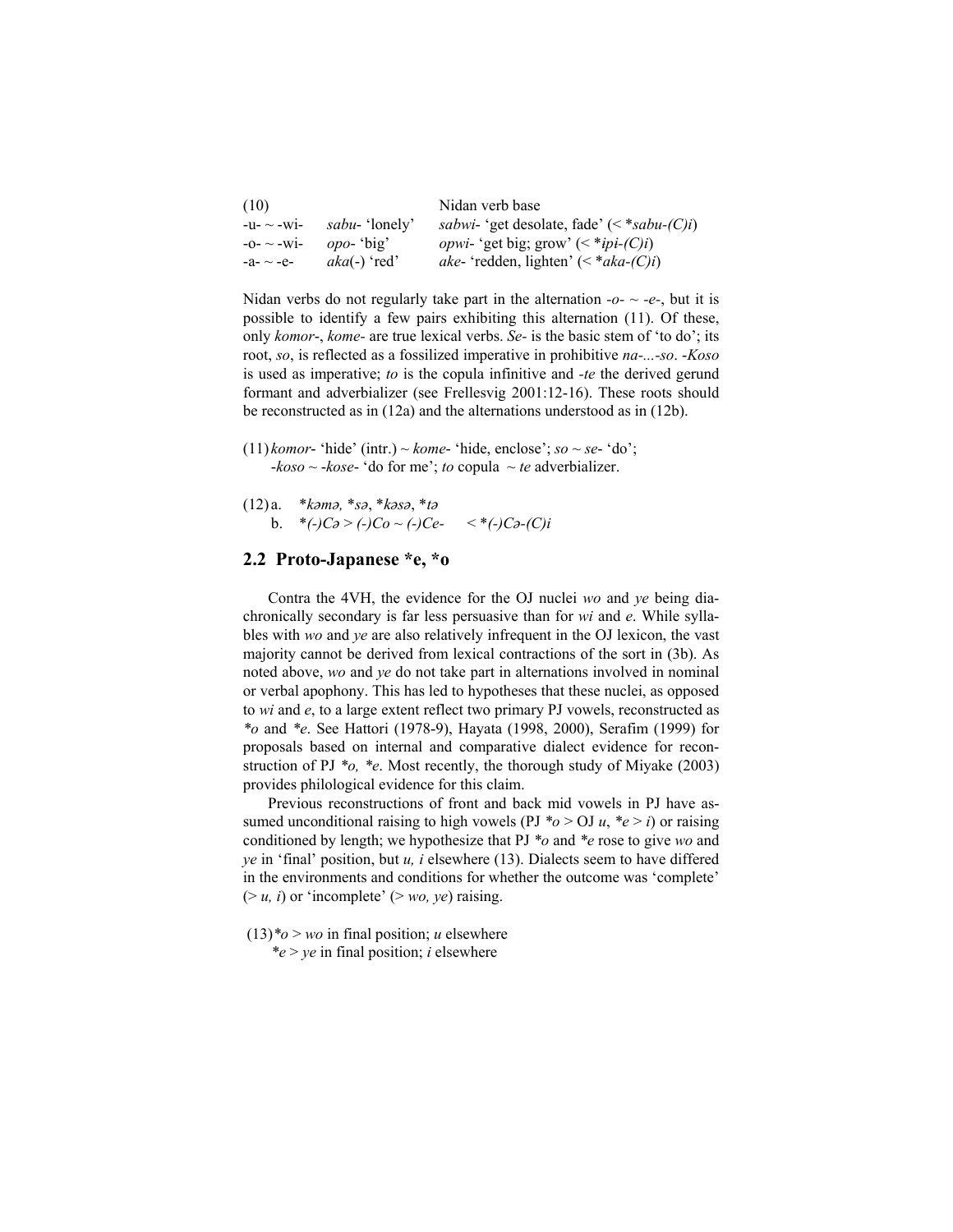(10)

| | | Nidan verb base |
|---|---|---|
| -u- ~ -wi- | *sabu*- 'lonely' | *sabwi*- 'get desolate, fade' (< **sabu-(C)i*) |
| -o- ~ -wi- | *opo*- 'big' | *opwi*- 'get big; grow' (< **ipi-(C)i*) |
| -a- ~ -e- | *aka*(-) 'red' | *ake*- 'redden, lighten' (< **aka-(C)i*) |

Nidan verbs do not regularly take part in the alternation *-o-* ~ *-e-*, but it is possible to identify a few pairs exhibiting this alternation (11). Of these, only *komor*-, *kome*- are true lexical verbs. *Se*- is the basic stem of 'to do'; its root, *so*, is reflected as a fossilized imperative in prohibitive *na-...-so*. *-Koso* is used as imperative; *to* is the copula infinitive and *-te* the derived gerund formant and adverbializer (see Frellesvig 2001:12-16). These roots should be reconstructed as in (12a) and the alternations understood as in (12b).

(11) *komor*- 'hide' (intr.) ~ *kome*- 'hide, enclose'; *so* ~ *se*- 'do'; *-koso* ~ *-kose*- 'do for me'; *to* copula ~ *te* adverbializer.

(12) a. \**kəmə*, \**sə*, \**kəsə*, \**tə*
  b. \**(-)Cə* > *(-)Co* ~ *(-)Ce-* < \**(-)Cə-(C)i*

## 2.2 Proto-Japanese \*e, \*o

Contra the 4VH, the evidence for the OJ nuclei *wo* and *ye* being diachronically secondary is far less persuasive than for *wi* and *e*. While syllables with *wo* and *ye* are also relatively infrequent in the OJ lexicon, the vast majority cannot be derived from lexical contractions of the sort in (3b). As noted above, *wo* and *ye* do not take part in alternations involved in nominal or verbal apophony. This has led to hypotheses that these nuclei, as opposed to *wi* and *e*, to a large extent reflect two primary PJ vowels, reconstructed as *\*o* and *\*e*. See Hattori (1978-9), Hayata (1998, 2000), Serafim (1999) for proposals based on internal and comparative dialect evidence for reconstruction of PJ *\*o, \*e*. Most recently, the thorough study of Miyake (2003) provides philological evidence for this claim.

Previous reconstructions of front and back mid vowels in PJ have assumed unconditional raising to high vowels (PJ *\*o* > OJ *u*, *\*e* > *i*) or raising conditioned by length; we hypothesize that PJ *\*o* and *\*e* rose to give *wo* and *ye* in 'final' position, but *u, i* elsewhere (13). Dialects seem to have differed in the environments and conditions for whether the outcome was 'complete' (> *u, i*) or 'incomplete' (> *wo, ye*) raising.

(13) *\*o* > *wo* in final position; *u* elsewhere
  *\*e* > *ye* in final position; *i* elsewhere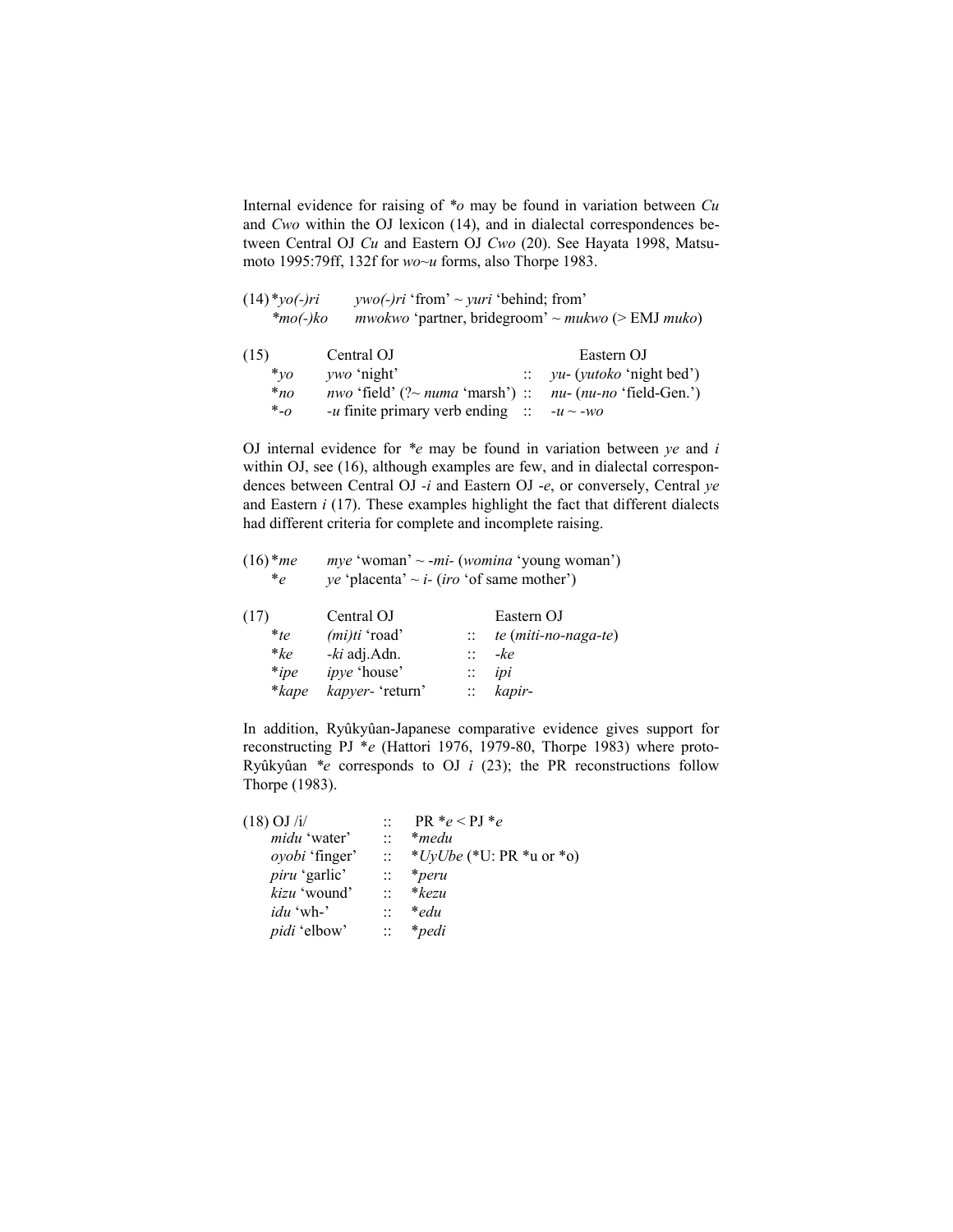Internal evidence for raising of *\*o* may be found in variation between *Cu* and *Cwo* within the OJ lexicon (14), and in dialectal correspondences between Central OJ *Cu* and Eastern OJ *Cwo* (20). See Hayata 1998, Matsumoto 1995:79ff, 132f for *wo~u* forms, also Thorpe 1983.

(14) *\*yo(-)ri* — *ywo(-)ri* 'from' ~ *yuri* 'behind; from'
   *\*mo(-)ko* — *mwokwo* 'partner, bridegroom' ~ *mukwo* (> EMJ *muko*)

| (15) | Central OJ | | Eastern OJ |
|---|---|---|---|
| \**yo* | *ywo* 'night' | :: | *yu-* (*yutoko* 'night bed') |
| \**no* | *nwo* 'field' (?~ *numa* 'marsh') | :: | *nu-* (*nu-no* 'field-Gen.') |
| \*-*o* | *-u* finite primary verb ending | :: | *-u ~ -wo* |

OJ internal evidence for *\*e* may be found in variation between *ye* and *i* within OJ, see (16), although examples are few, and in dialectal correspondences between Central OJ *-i* and Eastern OJ *-e*, or conversely, Central *ye* and Eastern *i* (17). These examples highlight the fact that different dialects had different criteria for complete and incomplete raising.

(16) \**me* — *mye* 'woman' ~ *-mi-* (*womina* 'young woman')
   \**e* — *ye* 'placenta' ~ *i-* (*iro* 'of same mother')

| (17) | Central OJ | | Eastern OJ |
|---|---|---|---|
| \**te* | *(mi)ti* 'road' | :: | *te* (*miti-no-naga-te*) |
| \**ke* | *-ki* adj.Adn. | :: | *-ke* |
| \**ipe* | *ipye* 'house' | :: | *ipi* |
| \**kape* | *kapyer-* 'return' | :: | *kapir-* |

In addition, Ryûkyûan-Japanese comparative evidence gives support for reconstructing PJ \**e* (Hattori 1976, 1979-80, Thorpe 1983) where proto-Ryûkyûan \**e* corresponds to OJ *i* (23); the PR reconstructions follow Thorpe (1983).

| (18) OJ /i/ | :: | PR \**e* < PJ \**e* |
|---|---|---|
| *midu* 'water' | :: | \**medu* |
| *oyobi* 'finger' | :: | \**UyUbe* (\*U: PR \*u or \*o) |
| *piru* 'garlic' | :: | \**peru* |
| *kizu* 'wound' | :: | \**kezu* |
| *idu* 'wh-' | :: | \**edu* |
| *pidi* 'elbow' | :: | \**pedi* |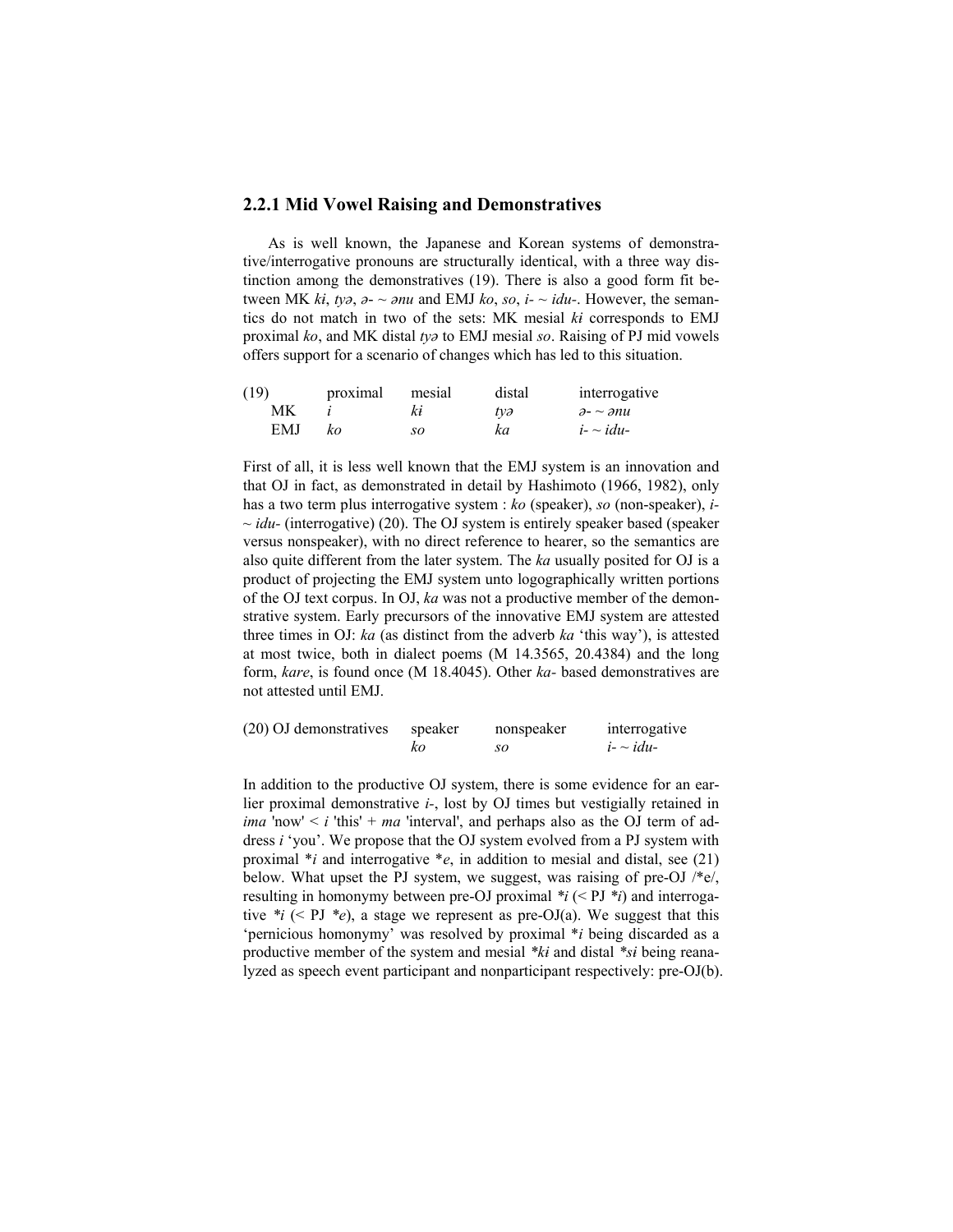### 2.2.1 Mid Vowel Raising and Demonstratives

As is well known, the Japanese and Korean systems of demonstrative/interrogative pronouns are structurally identical, with a three way distinction among the demonstratives (19). There is also a good form fit between MK *kɨ*, *tyə*, *ə-* ~ *ənu* and EMJ *ko*, *so*, *i-* ~ *idu-*. However, the semantics do not match in two of the sets: MK mesial *kɨ* corresponds to EMJ proximal *ko*, and MK distal *tyə* to EMJ mesial *so*. Raising of PJ mid vowels offers support for a scenario of changes which has led to this situation.

| (19) | proximal | mesial | distal | interrogative |
|---|---|---|---|---|
| MK | *i* | *kɨ* | *tyə* | *ə-* ~ *ənu* |
| EMJ | *ko* | *so* | *ka* | *i-* ~ *idu-* |

First of all, it is less well known that the EMJ system is an innovation and that OJ in fact, as demonstrated in detail by Hashimoto (1966, 1982), only has a two term plus interrogative system : *ko* (speaker), *so* (non-speaker), *i-* ~ *idu-* (interrogative) (20). The OJ system is entirely speaker based (speaker versus nonspeaker), with no direct reference to hearer, so the semantics are also quite different from the later system. The *ka* usually posited for OJ is a product of projecting the EMJ system unto logographically written portions of the OJ text corpus. In OJ, *ka* was not a productive member of the demonstrative system. Early precursors of the innovative EMJ system are attested three times in OJ: *ka* (as distinct from the adverb *ka* 'this way'), is attested at most twice, both in dialect poems (M 14.3565, 20.4384) and the long form, *kare*, is found once (M 18.4045). Other *ka-* based demonstratives are not attested until EMJ.

| (20) OJ demonstratives | speaker | nonspeaker | interrogative |
|---|---|---|---|
| | *ko* | *so* | *i-* ~ *idu-* |

In addition to the productive OJ system, there is some evidence for an earlier proximal demonstrative *i-*, lost by OJ times but vestigially retained in *ima* 'now' < *i* 'this' + *ma* 'interval', and perhaps also as the OJ term of address *i* 'you'. We propose that the OJ system evolved from a PJ system with proximal \**i* and interrogative \**e*, in addition to mesial and distal, see (21) below. What upset the PJ system, we suggest, was raising of pre-OJ /\*e/, resulting in homonymy between pre-OJ proximal *\*i* (< PJ *\*i*) and interrogative *\*i* (< PJ *\*e*), a stage we represent as pre-OJ(a). We suggest that this 'pernicious homonymy' was resolved by proximal \**i* being discarded as a productive member of the system and mesial *\*ki* and distal *\*si* being reanalyzed as speech event participant and nonparticipant respectively: pre-OJ(b).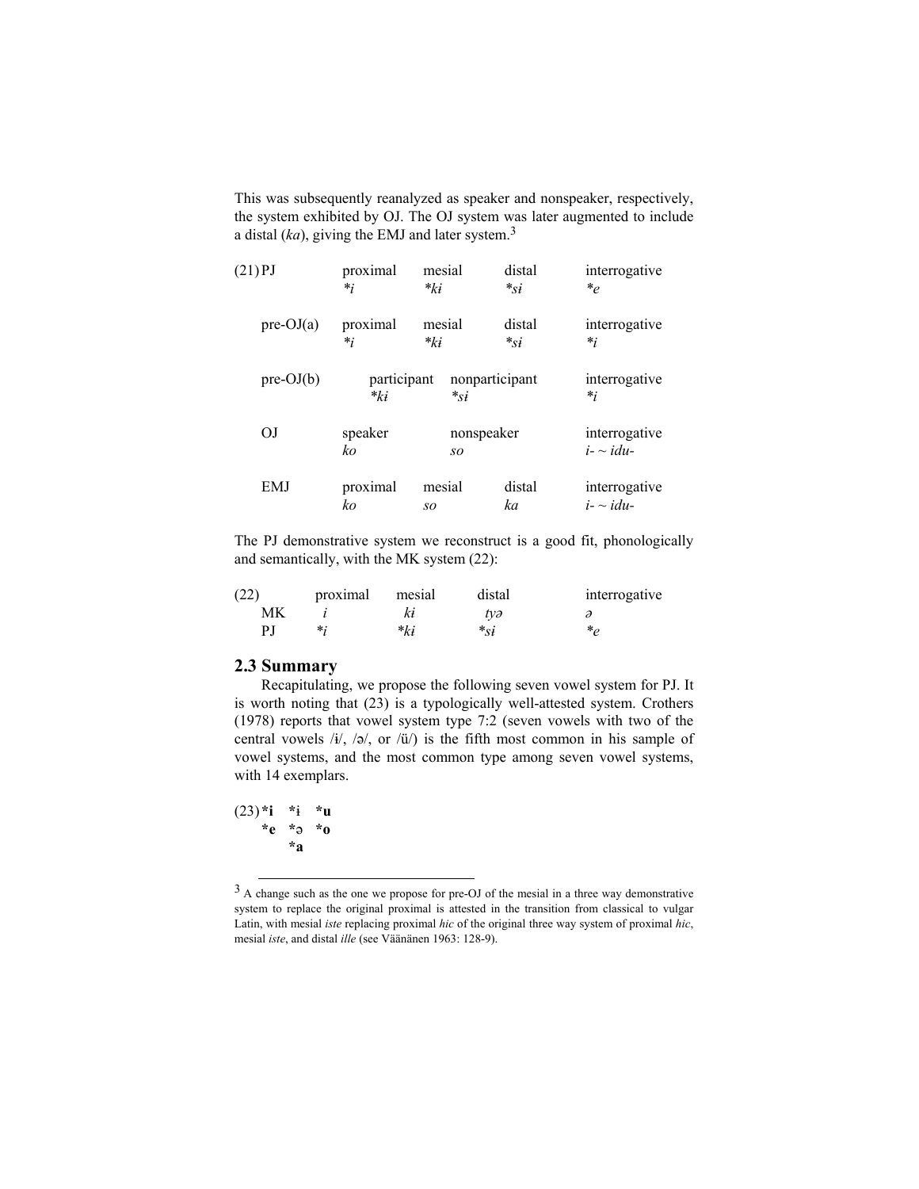This was subsequently reanalyzed as speaker and nonspeaker, respectively, the system exhibited by OJ. The OJ system was later augmented to include a distal (*ka*), giving the EMJ and later system.[3]

(21)

| | | | | |
|---|---|---|---|---|
| PJ | proximal *\*i* | mesial *\*kɨ* | distal *\*sɨ* | interrogative *\*e* |
| pre-OJ(a) | proximal *\*i* | mesial *\*kɨ* | distal *\*sɨ* | interrogative *\*i* |
| pre-OJ(b) | participant *\*kɨ* | | nonparticipant *\*sɨ* | interrogative *\*i* |
| OJ | speaker *ko* | | nonspeaker *so* | interrogative *i- ~ idu-* |
| EMJ | proximal *ko* | mesial *so* | distal *ka* | interrogative *i- ~ idu-* |

The PJ demonstrative system we reconstruct is a good fit, phonologically and semantically, with the MK system (22):

(22)

| | proximal | mesial | distal | interrogative |
|---|---|---|---|---|
| MK | *i* | *kɨ* | *tyə* | *ə* |
| PJ | *\*i* | *\*kɨ* | *\*sɨ* | *\*e* |

## 2.3 Summary

Recapitulating, we propose the following seven vowel system for PJ. It is worth noting that (23) is a typologically well-attested system. Crothers (1978) reports that vowel system type 7:2 (seven vowels with two of the central vowels /ɨ/, /ə/, or /ü/) is the fifth most common in his sample of vowel systems, and the most common type among seven vowel systems, with 14 exemplars.

(23)

| | | |
|---|---|---|
| **\*i** | **\*ɨ** | **\*u** |
| **\*e** | **\*ə** | **\*o** |
| | **\*a** | |

[3] A change such as the one we propose for pre-OJ of the mesial in a three way demonstrative system to replace the original proximal is attested in the transition from classical to vulgar Latin, with mesial *iste* replacing proximal *hic* of the original three way system of proximal *hic*, mesial *iste*, and distal *ille* (see Väänänen 1963: 128-9).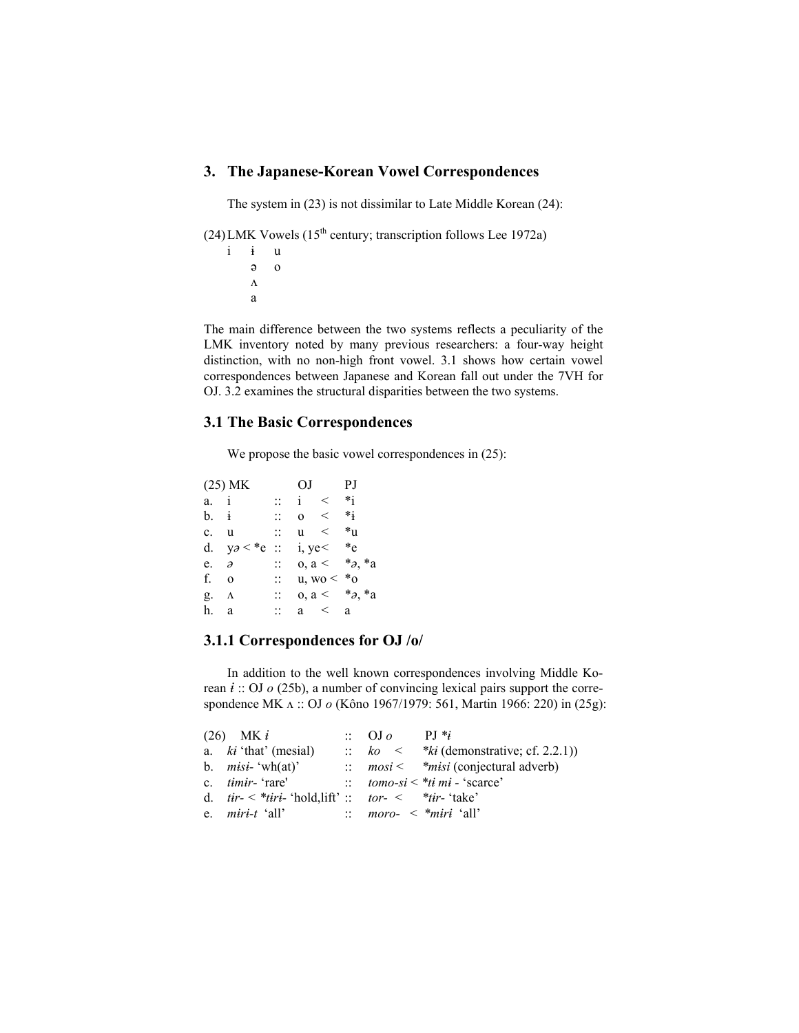## 3. The Japanese-Korean Vowel Correspondences

The system in (23) is not dissimilar to Late Middle Korean (24):

(24) LMK Vowels (15th century; transcription follows Lee 1972a)

```
i   ɨ   u
    ə   o
    ʌ
    a
```

The main difference between the two systems reflects a peculiarity of the LMK inventory noted by many previous researchers: a four-way height distinction, with no non-high front vowel. 3.1 shows how certain vowel correspondences between Japanese and Korean fall out under the 7VH for OJ. 3.2 examines the structural disparities between the two systems.

### 3.1 The Basic Correspondences

We propose the basic vowel correspondences in (25):

| (25) | MK | | OJ | | PJ |
|---|---|---|---|---|---|
| a. | i | :: | i | < | *i |
| b. | ɨ | :: | o | < | *ɨ |
| c. | u | :: | u | < | *u |
| d. | y*ə* < *e | :: | i, ye | < | *e |
| e. | *ə* | :: | o, a | < | **ə*, *a |
| f. | o | :: | u, wo | < | *o |
| g. | ʌ | :: | o, a | < | **ə*, *a |
| h. | a | :: | a | < | a |

### 3.1.1 Correspondences for OJ /o/

In addition to the well known correspondences involving Middle Korean *ɨ* :: OJ *o* (25b), a number of convincing lexical pairs support the correspondence MK ʌ :: OJ *o* (Kôno 1967/1979: 561, Martin 1966: 220) in (25g):

| (26) | MK *ɨ* | :: | OJ *o* | PJ **ɨ* |
|---|---|---|---|---|
| a. | *kɨ* 'that' (mesial) | :: | *ko* < | **kɨ* (demonstrative; cf. 2.2.1)) |
| b. | *misɨ-* 'wh(at)' | :: | *mosi* < | **misɨ* (conjectural adverb) |
| c. | *timɨr-* 'rare' | :: | *tomo-si* < **tɨ mɨ* - 'scarce' | |
| d. | *tɨr-* < **tɨrɨ-* 'hold,lift' | :: | *tor-* < | **tɨr-* 'take' |
| e. | *mirɨ-t* 'all' | :: | *moro-* < | **mɨrɨ* 'all' |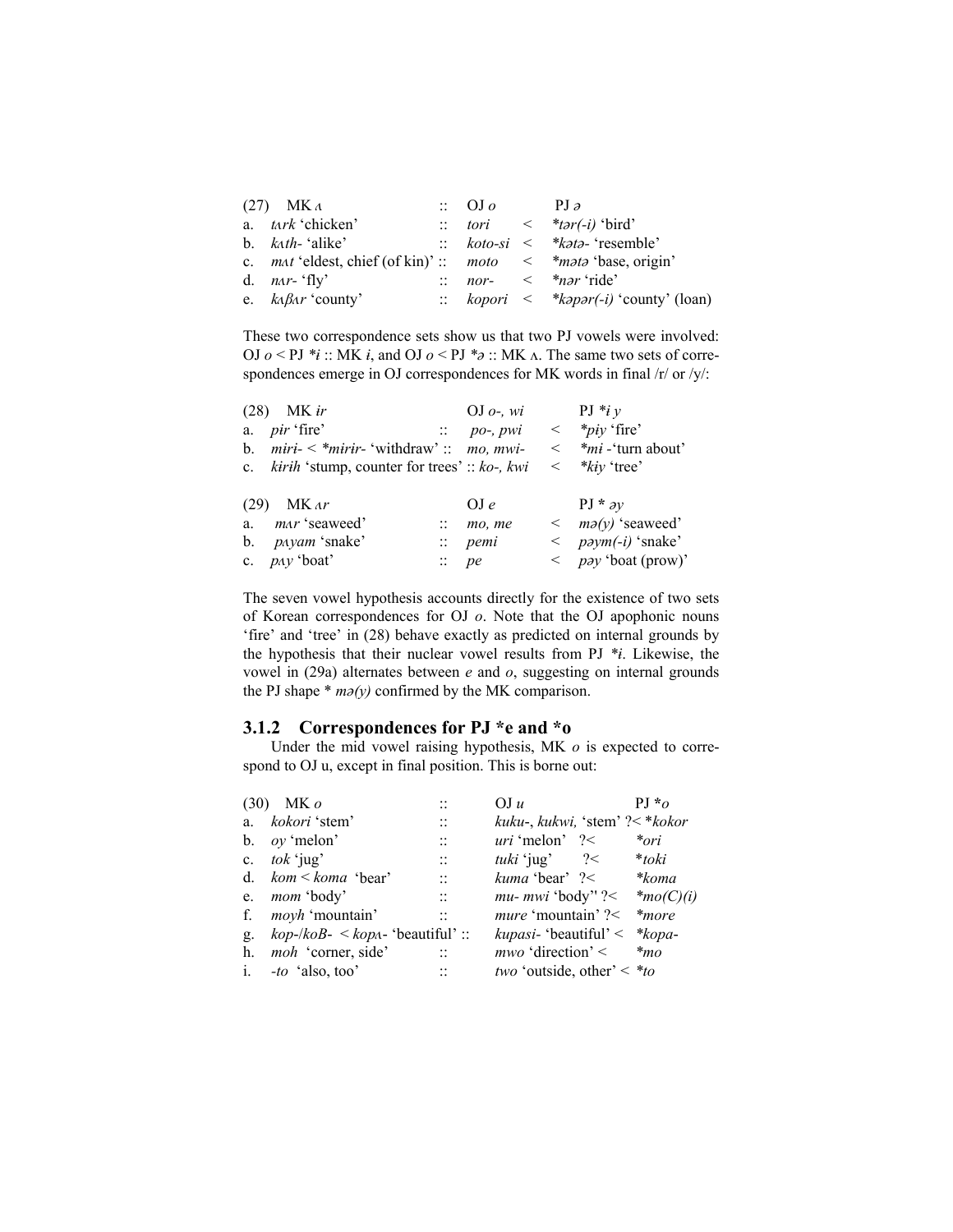| (27) MK *ʌ* | :: | OJ *o* | | PJ *ə* |
|---|---|---|---|---|
| a. *tʌrk* 'chicken' | :: | *tori* | < | **tər(-i)* 'bird' |
| b. *kʌth-* 'alike' | :: | *koto-si* | < | **kətə-* 'resemble' |
| c. *mʌt* 'eldest, chief (of kin)' | :: | *moto* | < | **mətə* 'base, origin' |
| d. *nʌr-* 'fly' | :: | *nor-* | < | **nər* 'ride' |
| e. *kʌβʌr* 'county' | :: | *kopori* | < | **kəpər(-i)* 'county' (loan) |

These two correspondence sets show us that two PJ vowels were involved: OJ *o* < PJ **i* :: MK *i*, and OJ *o* < PJ **ə* :: MK *ʌ*. The same two sets of correspondences emerge in OJ correspondences for MK words in final /r/ or /y/:

| (28) MK *ɨr* | | OJ *o-, wi* | | PJ **i y* |
|---|---|---|---|---|
| a. *pɨr* 'fire' | :: | *po-, pwi* | < | **piy* 'fire' |
| b. *mɨrɨ-* < **mɨrɨr-* 'withdraw' | :: | *mo, mwi-* | < | **mi* -'turn about' |
| c. *kɨrɨh* 'stump, counter for trees' | :: | *ko-, kwi* | < | **kiy* 'tree' |

| (29) MK *ʌr* | | OJ *e* | | PJ * *əy* |
|---|---|---|---|---|
| a. *mʌr* 'seaweed' | :: | *mo, me* | < | *mə(y)* 'seaweed' |
| b. *pʌyam* 'snake' | :: | *pemi* | < | *pəym(-i)* 'snake' |
| c. *pʌy* 'boat' | :: | *pe* | < | *pəy* 'boat (prow)' |

The seven vowel hypothesis accounts directly for the existence of two sets of Korean correspondences for OJ *o*. Note that the OJ apophonic nouns 'fire' and 'tree' in (28) behave exactly as predicted on internal grounds by the hypothesis that their nuclear vowel results from PJ **i*. Likewise, the vowel in (29a) alternates between *e* and *o*, suggesting on internal grounds the PJ shape * *mə(y)* confirmed by the MK comparison.

### 3.1.2 Correspondences for PJ *e and *o

Under the mid vowel raising hypothesis, MK *o* is expected to correspond to OJ u, except in final position. This is borne out:

| (30) MK *o* | :: | OJ *u* | | PJ **o* |
|---|---|---|---|---|
| a. *kokori* 'stem' | :: | *kuku-, kukwi,* 'stem' | ?< | **kokor* |
| b. *oy* 'melon' | :: | *uri* 'melon' | ?< | **ori* |
| c. *tok* 'jug' | :: | *tuki* 'jug' | ?< | **toki* |
| d. *kom* < *koma* 'bear' | :: | *kuma* 'bear' | ?< | **koma* |
| e. *mom* 'body' | :: | *mu- mwi* 'body'' | ?< | **mo(C)(i)* |
| f. *moyh* 'mountain' | :: | *mure* 'mountain' | ?< | **more* |
| g. *kop-/koB-* < *kopʌ-* 'beautiful' | :: | *kupasi-* 'beautiful' | < | **kopa-* |
| h. *moh* 'corner, side' | :: | *mwo* 'direction' | < | **mo* |
| i. *-to* 'also, too' | :: | *two* 'outside, other' | < | **to* |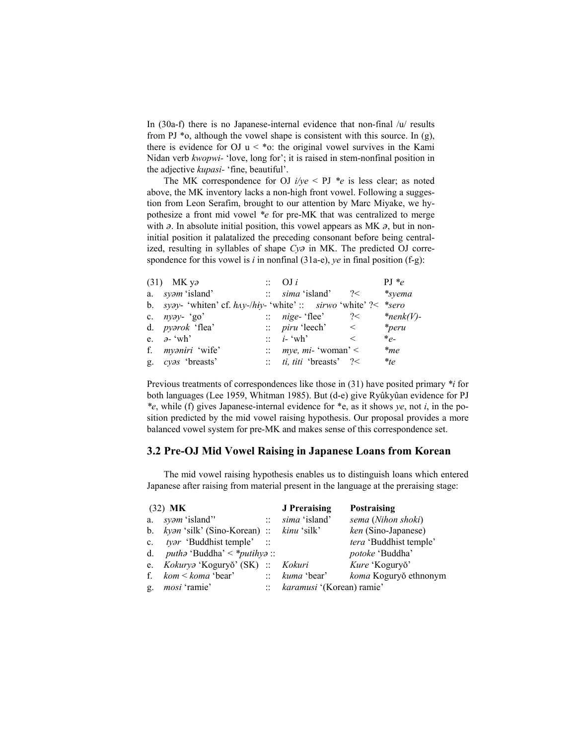In (30a-f) there is no Japanese-internal evidence that non-final /u/ results from PJ *o, although the vowel shape is consistent with this source. In (g), there is evidence for OJ u < *o: the original vowel survives in the Kami Nidan verb *kwopwi-* 'love, long for'; it is raised in stem-nonfinal position in the adjective *kupasi-* 'fine, beautiful'.

The MK correspondence for OJ *i/ye* < PJ *\*e* is less clear; as noted above, the MK inventory lacks a non-high front vowel. Following a suggestion from Leon Serafim, brought to our attention by Marc Miyake, we hypothesize a front mid vowel *\*e* for pre-MK that was centralized to merge with *ə*. In absolute initial position, this vowel appears as MK *ə*, but in non-initial position it palatalized the preceding consonant before being centralized, resulting in syllables of shape *Cyə* in MK. The predicted OJ correspondence for this vowel is *i* in nonfinal (31a-e), *ye* in final position (f-g):

| (31) | MK yə | :: | OJ *i* | | PJ *\*e* |
|---|---|---|---|---|---|
| a. | *syəm* 'island' | :: | *sima* 'island' | ?< | *\*syema* |
| b. | *syəy-* 'whiten' cf. *hʌy-/hɨy-* 'white' | :: | *sirwo* 'white' | ?< | *\*sero* |
| c. | *nyəy-* 'go' | :: | *nige-* 'flee' | ?< | *\*nenk(V)-* |
| d. | *pyərok* 'flea' | :: | *piru* 'leech' | < | *\*peru* |
| e. | *ə-* 'wh' | :: | *i-* 'wh' | < | *\*e-* |
| f. | *myəniri* 'wife' | :: | *mye, mi-* 'woman' | < | *\*me* |
| g. | *cyəs* 'breasts' | :: | *ti, titi* 'breasts' | ?< | *\*te* |

Previous treatments of correspondences like those in (31) have posited primary *\*i* for both languages (Lee 1959, Whitman 1985). But (d-e) give Ryûkyûan evidence for PJ *\*e*, while (f) gives Japanese-internal evidence for \*e, as it shows *ye*, not *i*, in the position predicted by the mid vowel raising hypothesis. Our proposal provides a more balanced vowel system for pre-MK and makes sense of this correspondence set.

## 3.2 Pre-OJ Mid Vowel Raising in Japanese Loans from Korean

The mid vowel raising hypothesis enables us to distinguish loans which entered Japanese after raising from material present in the language at the preraising stage:

| (32) | **MK** | | **J Preraising** | **Postraising** |
|---|---|---|---|---|
| a. | *syəm* 'island'' | :: | *sima* 'island' | *sema* (*Nihon shoki*) |
| b. | *kyən* 'silk' (Sino-Korean) | :: | *kinu* 'silk' | *ken* (Sino-Japanese) |
| c. | *tyər* 'Buddhist temple' | :: | | *tera* 'Buddhist temple' |
| d. | *puthə* 'Buddha' < *\*putɨhyə* | :: | | *potoke* 'Buddha' |
| e. | *Kokuryə* 'Koguryŏ' (SK) | :: | *Kokuri* | *Kure* 'Koguryŏ' |
| f. | *kom* < *koma* 'bear' | :: | *kuma* 'bear' | *koma* Koguryŏ ethnonym |
| g. | *mosi* 'ramie' | :: | *karamusi* '(Korean) ramie' | |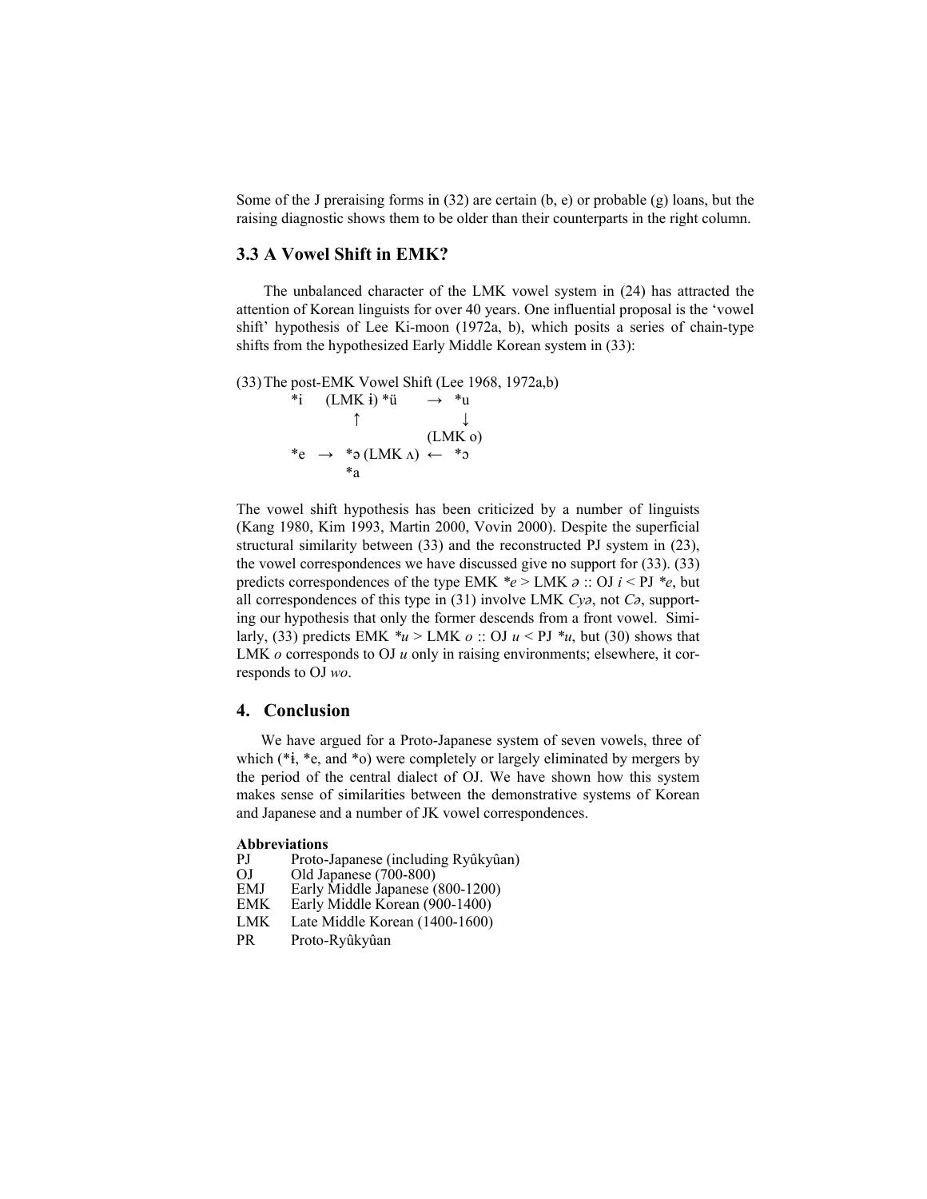Some of the J preraising forms in (32) are certain (b, e) or probable (g) loans, but the raising diagnostic shows them to be older than their counterparts in the right column.

### 3.3 A Vowel Shift in EMK?

The unbalanced character of the LMK vowel system in (24) has attracted the attention of Korean linguists for over 40 years. One influential proposal is the 'vowel shift' hypothesis of Lee Ki-moon (1972a, b), which posits a series of chain-type shifts from the hypothesized Early Middle Korean system in (33):

(33) The post-EMK Vowel Shift (Lee 1968, 1972a,b)

```
*i     (LMK ɨ) *ü      →   *u
            ↑                 ↓
                          (LMK o)
*e   →   *ə (LMK ʌ)  ←   *ɔ
         *a
```

The vowel shift hypothesis has been criticized by a number of linguists (Kang 1980, Kim 1993, Martin 2000, Vovin 2000). Despite the superficial structural similarity between (33) and the reconstructed PJ system in (23), the vowel correspondences we have discussed give no support for (33). (33) predicts correspondences of the type EMK *\*e* > LMK *ə* :: OJ *i* < PJ *\*e*, but all correspondences of this type in (31) involve LMK *Cyə*, not *Cə*, supporting our hypothesis that only the former descends from a front vowel. Similarly, (33) predicts EMK *\*u* > LMK *o* :: OJ *u* < PJ *\*u*, but (30) shows that LMK *o* corresponds to OJ *u* only in raising environments; elsewhere, it corresponds to OJ *wo*.

## 4. Conclusion

We have argued for a Proto-Japanese system of seven vowels, three of which (*ɨ, *e, and *o) were completely or largely eliminated by mergers by the period of the central dialect of OJ. We have shown how this system makes sense of similarities between the demonstrative systems of Korean and Japanese and a number of JK vowel correspondences.

**Abbreviations**

| | |
|---|---|
| PJ | Proto-Japanese (including Ryûkyûan) |
| OJ | Old Japanese (700-800) |
| EMJ | Early Middle Japanese (800-1200) |
| EMK | Early Middle Korean (900-1400) |
| LMK | Late Middle Korean (1400-1600) |
| PR | Proto-Ryûkyûan |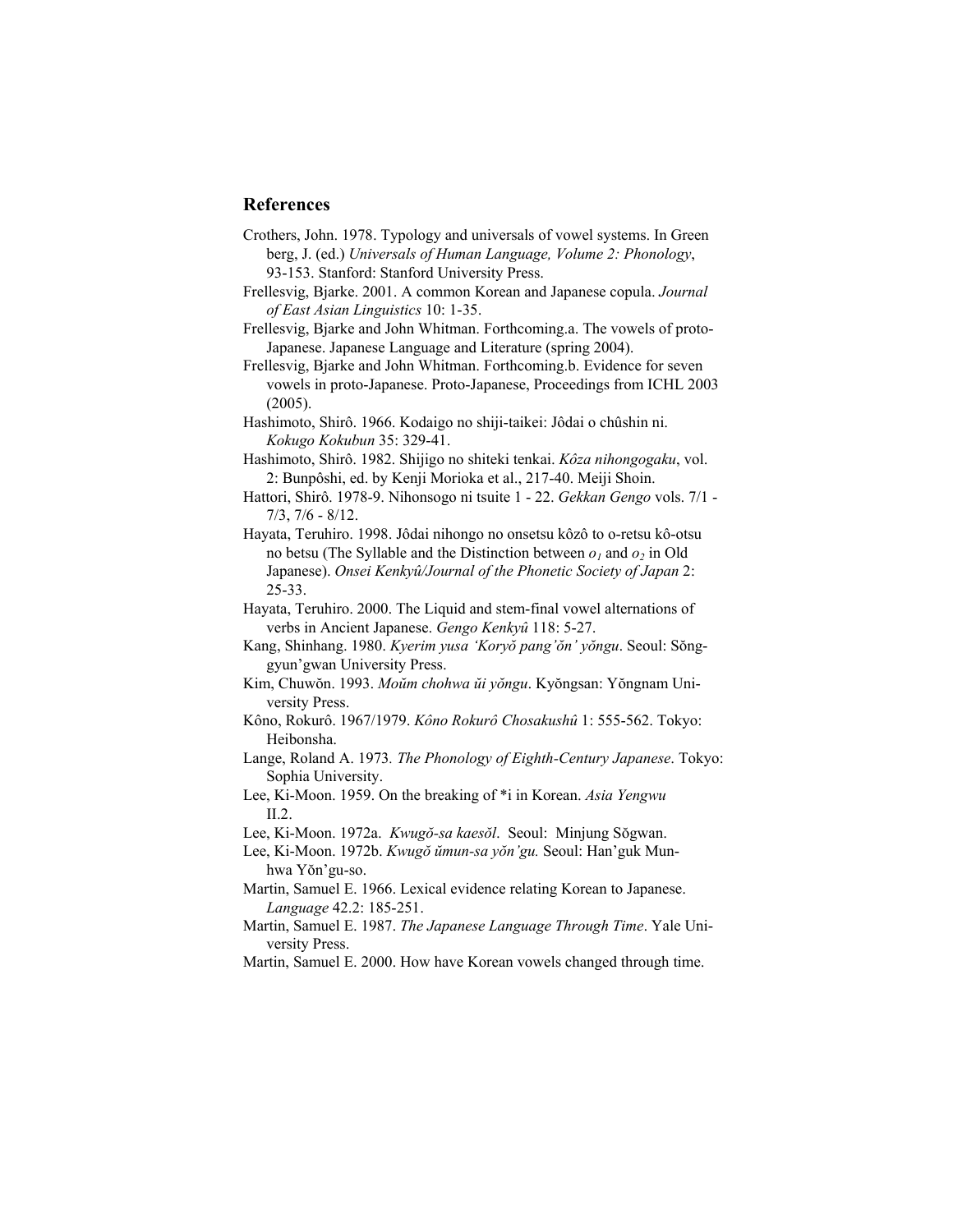## References

Crothers, John. 1978. Typology and universals of vowel systems. In Greenberg, J. (ed.) *Universals of Human Language, Volume 2: Phonology*, 93-153. Stanford: Stanford University Press.

Frellesvig, Bjarke. 2001. A common Korean and Japanese copula. *Journal of East Asian Linguistics* 10: 1-35.

Frellesvig, Bjarke and John Whitman. Forthcoming.a. The vowels of proto-Japanese. Japanese Language and Literature (spring 2004).

Frellesvig, Bjarke and John Whitman. Forthcoming.b. Evidence for seven vowels in proto-Japanese. Proto-Japanese, Proceedings from ICHL 2003 (2005).

Hashimoto, Shirô. 1966. Kodaigo no shiji-taikei: Jôdai o chûshin ni. *Kokugo Kokubun* 35: 329-41.

Hashimoto, Shirô. 1982. Shijigo no shiteki tenkai. *Kôza nihongogaku*, vol. 2: Bunpôshi, ed. by Kenji Morioka et al., 217-40. Meiji Shoin.

Hattori, Shirô. 1978-9. Nihonsogo ni tsuite 1 - 22. *Gekkan Gengo* vols. 7/1 - 7/3, 7/6 - 8/12.

Hayata, Teruhiro. 1998. Jôdai nihongo no onsetsu kôzô to o-retsu kô-otsu no betsu (The Syllable and the Distinction between $o_1$ and $o_2$ in Old Japanese). *Onsei Kenkyû/Journal of the Phonetic Society of Japan* 2: 25-33.

Hayata, Teruhiro. 2000. The Liquid and stem-final vowel alternations of verbs in Ancient Japanese. *Gengo Kenkyû* 118: 5-27.

Kang, Shinhang. 1980. *Kyerim yusa 'Koryŏ pang'ŏn' yŏngu*. Seoul: Sŏnggyun'gwan University Press.

Kim, Chuwŏn. 1993. *Moŭm chohwa ŭi yŏngu*. Kyŏngsan: Yŏngnam University Press.

Kôno, Rokurô. 1967/1979. *Kôno Rokurô Chosakushû* 1: 555-562. Tokyo: Heibonsha.

Lange, Roland A. 1973. *The Phonology of Eighth-Century Japanese*. Tokyo: Sophia University.

Lee, Ki-Moon. 1959. On the breaking of *i in Korean. *Asia Yengwu* II.2.

Lee, Ki-Moon. 1972a. *Kwugŏ-sa kaesŏl*. Seoul: Minjung Sŏgwan.

Lee, Ki-Moon. 1972b. *Kwugŏ ŭmun-sa yŏn'gu.* Seoul: Han'guk Munhwa Yŏn'gu-so.

Martin, Samuel E. 1966. Lexical evidence relating Korean to Japanese. *Language* 42.2: 185-251.

Martin, Samuel E. 1987. *The Japanese Language Through Time*. Yale University Press.

Martin, Samuel E. 2000. How have Korean vowels changed through time.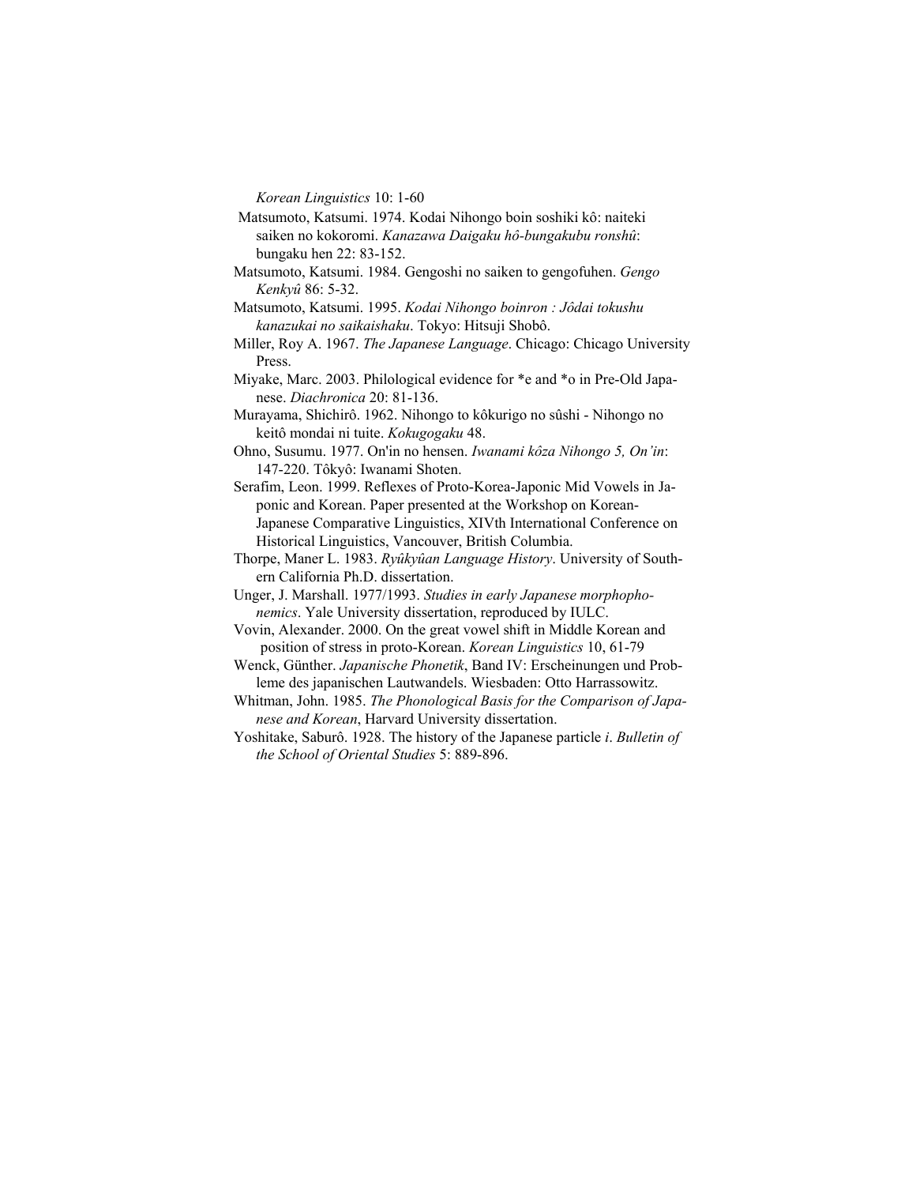*Korean Linguistics* 10: 1-60

Matsumoto, Katsumi. 1974. Kodai Nihongo boin soshiki kô: naiteki saiken no kokoromi. *Kanazawa Daigaku hô-bungakubu ronshû*: bungaku hen 22: 83-152.

Matsumoto, Katsumi. 1984. Gengoshi no saiken to gengofuhen. *Gengo Kenkyû* 86: 5-32.

Matsumoto, Katsumi. 1995. *Kodai Nihongo boinron : Jôdai tokushu kanazukai no saikaishaku*. Tokyo: Hitsuji Shobô.

Miller, Roy A. 1967. *The Japanese Language*. Chicago: Chicago University Press.

Miyake, Marc. 2003. Philological evidence for *e and *o in Pre-Old Japanese. *Diachronica* 20: 81-136.

Murayama, Shichirô. 1962. Nihongo to kôkurigo no sûshi - Nihongo no keitô mondai ni tuite. *Kokugogaku* 48.

Ohno, Susumu. 1977. On'in no hensen. *Iwanami kôza Nihongo 5, On'in*: 147-220. Tôkyô: Iwanami Shoten.

Serafim, Leon. 1999. Reflexes of Proto-Korea-Japonic Mid Vowels in Japonic and Korean. Paper presented at the Workshop on Korean-Japanese Comparative Linguistics, XIVth International Conference on Historical Linguistics, Vancouver, British Columbia.

Thorpe, Maner L. 1983. *Ryûkyûan Language History*. University of Southern California Ph.D. dissertation.

Unger, J. Marshall. 1977/1993. *Studies in early Japanese morphophonemics*. Yale University dissertation, reproduced by IULC.

Vovin, Alexander. 2000. On the great vowel shift in Middle Korean and position of stress in proto-Korean. *Korean Linguistics* 10, 61-79

Wenck, Günther. *Japanische Phonetik*, Band IV: Erscheinungen und Probleme des japanischen Lautwandels. Wiesbaden: Otto Harrassowitz.

Whitman, John. 1985. *The Phonological Basis for the Comparison of Japanese and Korean*, Harvard University dissertation.

Yoshitake, Saburô. 1928. The history of the Japanese particle *i*. *Bulletin of the School of Oriental Studies* 5: 889-896.